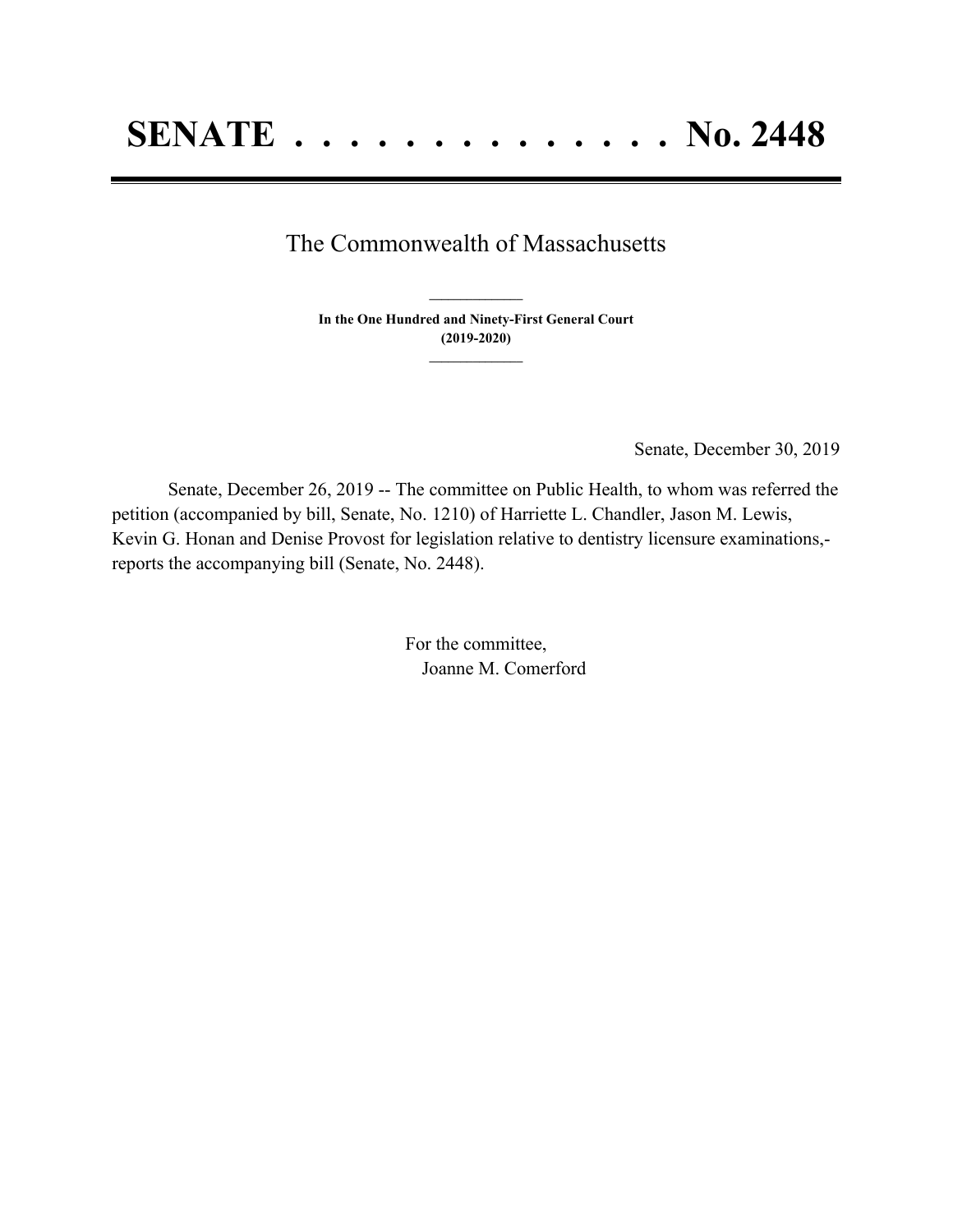# SENATE . . . . . . . . . . . . . . No. 2448

The Commonwealth of Massachusetts

---

**In the One Hundred and Ninety-First General Court**
**(2019-2020)**

---

Senate, December 30, 2019

Senate, December 26, 2019 -- The committee on Public Health, to whom was referred the petition (accompanied by bill, Senate, No. 1210) of Harriette L. Chandler, Jason M. Lewis, Kevin G. Honan and Denise Provost for legislation relative to dentistry licensure examinations,- reports the accompanying bill (Senate, No. 2448).

For the committee,
Joanne M. Comerford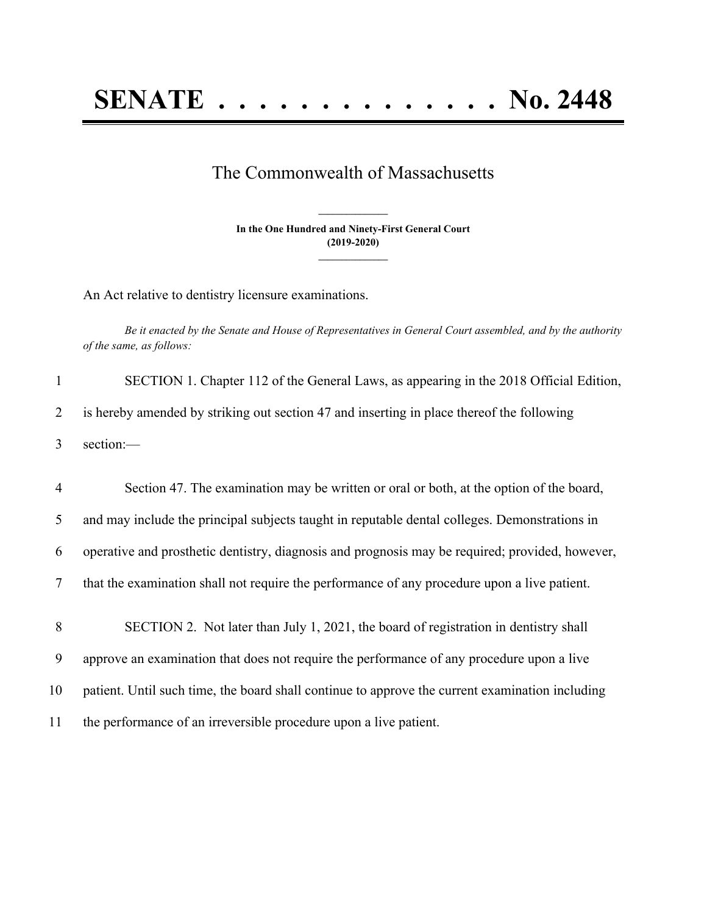# SENATE . . . . . . . . . . . . . . . No. 2448

## The Commonwealth of Massachusetts

**In the One Hundred and Ninety-First General Court (2019-2020)**

An Act relative to dentistry licensure examinations.

*Be it enacted by the Senate and House of Representatives in General Court assembled, and by the authority of the same, as follows:*

SECTION 1. Chapter 112 of the General Laws, as appearing in the 2018 Official Edition, is hereby amended by striking out section 47 and inserting in place thereof the following section:—

Section 47. The examination may be written or oral or both, at the option of the board, and may include the principal subjects taught in reputable dental colleges. Demonstrations in operative and prosthetic dentistry, diagnosis and prognosis may be required; provided, however, that the examination shall not require the performance of any procedure upon a live patient.

SECTION 2. Not later than July 1, 2021, the board of registration in dentistry shall approve an examination that does not require the performance of any procedure upon a live patient. Until such time, the board shall continue to approve the current examination including the performance of an irreversible procedure upon a live patient.